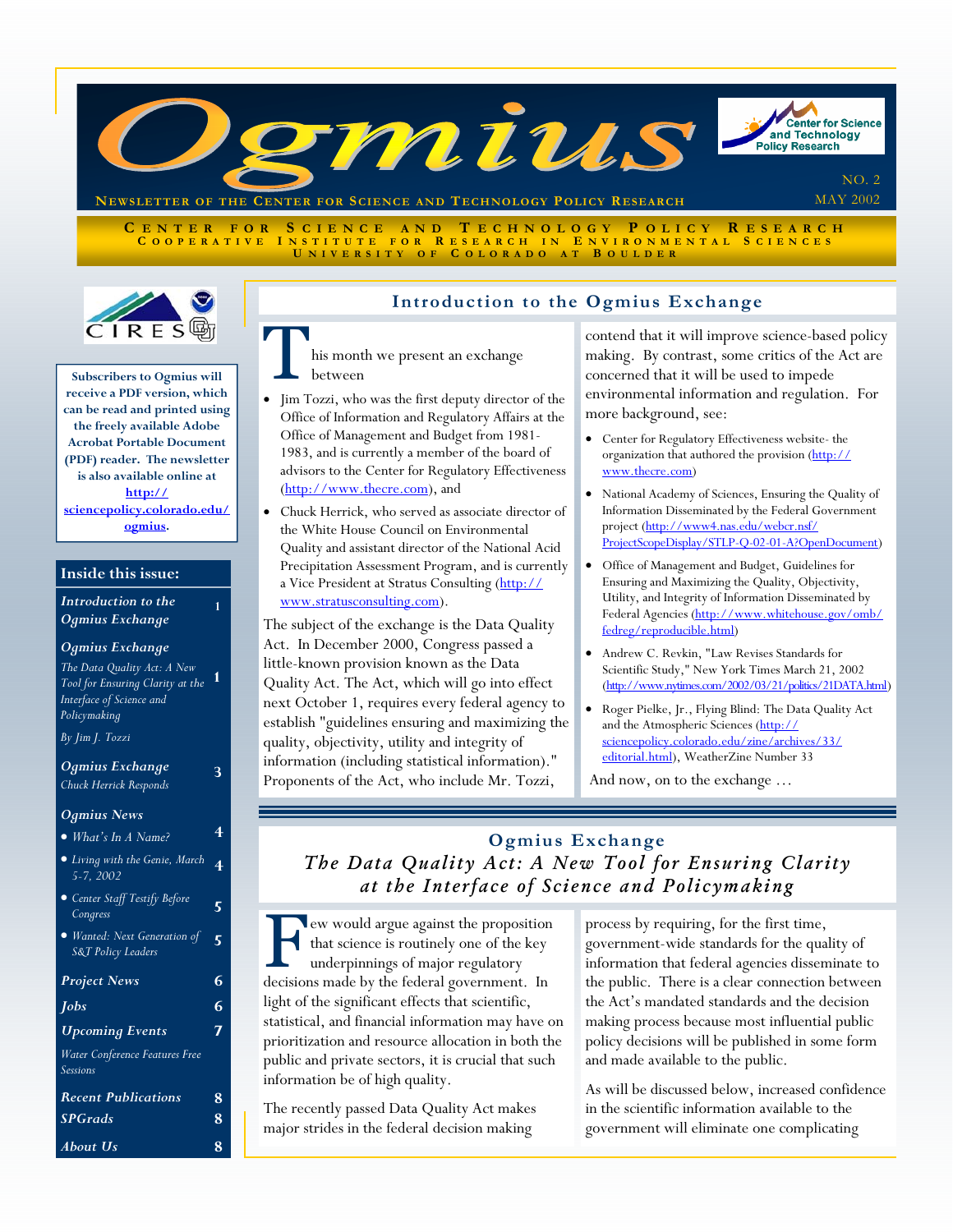# Ogmius

**Newsletter of the Center for Science and Technology Policy Research**

NO. 2
MAY 2002

CENTER FOR SCIENCE AND TECHNOLOGY POLICY RESEARCH
COOPERATIVE INSTITUTE FOR RESEARCH IN ENVIRONMENTAL SCIENCES
UNIVERSITY OF COLORADO AT BOULDER

**Subscribers to Ogmius will receive a PDF version, which can be read and printed using the freely available Adobe Acrobat Portable Document (PDF) reader. The newsletter is also available online at [http://sciencepolicy.colorado.edu/ogmius](http://sciencepolicy.colorado.edu/ogmius).**

## Inside this issue:

| | |
|---|---|
| ***Introduction to the Ogmius Exchange*** | 1 |
| ***Ogmius Exchange*** *The Data Quality Act: A New Tool for Ensuring Clarity at the Interface of Science and Policymaking* *By Jim J. Tozzi* | 1 |
| ***Ogmius Exchange*** *Chuck Herrick Responds* | 3 |
| ***Ogmius News*** | |
| • *What's In A Name?* | 4 |
| • *Living with the Genie, March 5-7, 2002* | 4 |
| • *Center Staff Testify Before Congress* | 5 |
| • *Wanted: Next Generation of S&T Policy Leaders* | 5 |
| ***Project News*** | 6 |
| ***Jobs*** | 6 |
| ***Upcoming Events*** *Water Conference Features Free Sessions* | 7 |
| ***Recent Publications*** | 8 |
| ***SPGrads*** | 8 |
| ***About Us*** | 8 |

## Introduction to the Ogmius Exchange

This month we present an exchange between

- Jim Tozzi, who was the first deputy director of the Office of Information and Regulatory Affairs at the Office of Management and Budget from 1981-1983, and is currently a member of the board of advisors to the Center for Regulatory Effectiveness ([http://www.thecre.com](http://www.thecre.com)), and
- Chuck Herrick, who served as associate director of the White House Council on Environmental Quality and assistant director of the National Acid Precipitation Assessment Program, and is currently a Vice President at Stratus Consulting ([http://www.stratusconsulting.com](http://www.stratusconsulting.com)).

The subject of the exchange is the Data Quality Act. In December 2000, Congress passed a little-known provision known as the Data Quality Act. The Act, which will go into effect next October 1, requires every federal agency to establish "guidelines ensuring and maximizing the quality, objectivity, utility and integrity of information (including statistical information)." Proponents of the Act, who include Mr. Tozzi, contend that it will improve science-based policy making. By contrast, some critics of the Act are concerned that it will be used to impede environmental information and regulation. For more background, see:

- Center for Regulatory Effectiveness website- the organization that authored the provision ([http://www.thecre.com](http://www.thecre.com))
- National Academy of Sciences, Ensuring the Quality of Information Disseminated by the Federal Government project ([http://www4.nas.edu/webcr.nsf/ProjectScopeDisplay/STLP-Q-02-01-A?OpenDocument](http://www4.nas.edu/webcr.nsf/ProjectScopeDisplay/STLP-Q-02-01-A?OpenDocument))
- Office of Management and Budget, Guidelines for Ensuring and Maximizing the Quality, Objectivity, Utility, and Integrity of Information Disseminated by Federal Agencies ([http://www.whitehouse.gov/omb/fedreg/reproducible.html](http://www.whitehouse.gov/omb/fedreg/reproducible.html))
- Andrew C. Revkin, "Law Revises Standards for Scientific Study," New York Times March 21, 2002 ([http://www.nytimes.com/2002/03/21/politics/21DATA.html](http://www.nytimes.com/2002/03/21/politics/21DATA.html))
- Roger Pielke, Jr., Flying Blind: The Data Quality Act and the Atmospheric Sciences ([http://sciencepolicy.colorado.edu/zine/archives/33/editorial.html](http://sciencepolicy.colorado.edu/zine/archives/33/editorial.html)), WeatherZine Number 33

And now, on to the exchange …

## Ogmius Exchange

### *The Data Quality Act: A New Tool for Ensuring Clarity at the Interface of Science and Policymaking*

Few would argue against the proposition that science is routinely one of the key underpinnings of major regulatory decisions made by the federal government. In light of the significant effects that scientific, statistical, and financial information may have on prioritization and resource allocation in both the public and private sectors, it is crucial that such information be of high quality.

The recently passed Data Quality Act makes major strides in the federal decision making process by requiring, for the first time, government-wide standards for the quality of information that federal agencies disseminate to the public. There is a clear connection between the Act's mandated standards and the decision making process because most influential public policy decisions will be published in some form and made available to the public.

As will be discussed below, increased confidence in the scientific information available to the government will eliminate one complicating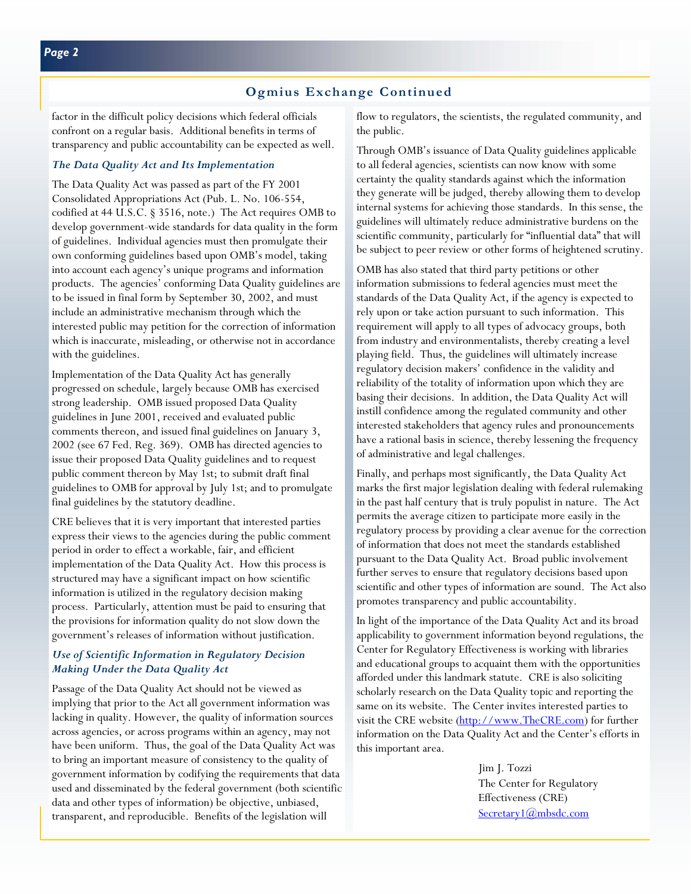## Ogmius Exchange Continued

factor in the difficult policy decisions which federal officials confront on a regular basis. Additional benefits in terms of transparency and public accountability can be expected as well.

### *The Data Quality Act and Its Implementation*

The Data Quality Act was passed as part of the FY 2001 Consolidated Appropriations Act (Pub. L. No. 106-554, codified at 44 U.S.C. § 3516, note.) The Act requires OMB to develop government-wide standards for data quality in the form of guidelines. Individual agencies must then promulgate their own conforming guidelines based upon OMB's model, taking into account each agency's unique programs and information products. The agencies' conforming Data Quality guidelines are to be issued in final form by September 30, 2002, and must include an administrative mechanism through which the interested public may petition for the correction of information which is inaccurate, misleading, or otherwise not in accordance with the guidelines.

Implementation of the Data Quality Act has generally progressed on schedule, largely because OMB has exercised strong leadership. OMB issued proposed Data Quality guidelines in June 2001, received and evaluated public comments thereon, and issued final guidelines on January 3, 2002 (see 67 Fed. Reg. 369). OMB has directed agencies to issue their proposed Data Quality guidelines and to request public comment thereon by May 1st; to submit draft final guidelines to OMB for approval by July 1st; and to promulgate final guidelines by the statutory deadline.

CRE believes that it is very important that interested parties express their views to the agencies during the public comment period in order to effect a workable, fair, and efficient implementation of the Data Quality Act. How this process is structured may have a significant impact on how scientific information is utilized in the regulatory decision making process. Particularly, attention must be paid to ensuring that the provisions for information quality do not slow down the government's releases of information without justification.

### *Use of Scientific Information in Regulatory Decision Making Under the Data Quality Act*

Passage of the Data Quality Act should not be viewed as implying that prior to the Act all government information was lacking in quality. However, the quality of information sources across agencies, or across programs within an agency, may not have been uniform. Thus, the goal of the Data Quality Act was to bring an important measure of consistency to the quality of government information by codifying the requirements that data used and disseminated by the federal government (both scientific data and other types of information) be objective, unbiased, transparent, and reproducible. Benefits of the legislation will flow to regulators, the scientists, the regulated community, and the public.

Through OMB's issuance of Data Quality guidelines applicable to all federal agencies, scientists can now know with some certainty the quality standards against which the information they generate will be judged, thereby allowing them to develop internal systems for achieving those standards. In this sense, the guidelines will ultimately reduce administrative burdens on the scientific community, particularly for "influential data" that will be subject to peer review or other forms of heightened scrutiny.

OMB has also stated that third party petitions or other information submissions to federal agencies must meet the standards of the Data Quality Act, if the agency is expected to rely upon or take action pursuant to such information. This requirement will apply to all types of advocacy groups, both from industry and environmentalists, thereby creating a level playing field. Thus, the guidelines will ultimately increase regulatory decision makers' confidence in the validity and reliability of the totality of information upon which they are basing their decisions. In addition, the Data Quality Act will instill confidence among the regulated community and other interested stakeholders that agency rules and pronouncements have a rational basis in science, thereby lessening the frequency of administrative and legal challenges.

Finally, and perhaps most significantly, the Data Quality Act marks the first major legislation dealing with federal rulemaking in the past half century that is truly populist in nature. The Act permits the average citizen to participate more easily in the regulatory process by providing a clear avenue for the correction of information that does not meet the standards established pursuant to the Data Quality Act. Broad public involvement further serves to ensure that regulatory decisions based upon scientific and other types of information are sound. The Act also promotes transparency and public accountability.

In light of the importance of the Data Quality Act and its broad applicability to government information beyond regulations, the Center for Regulatory Effectiveness is working with libraries and educational groups to acquaint them with the opportunities afforded under this landmark statute. CRE is also soliciting scholarly research on the Data Quality topic and reporting the same on its website. The Center invites interested parties to visit the CRE website (http://www.TheCRE.com) for further information on the Data Quality Act and the Center's efforts in this important area.

Jim J. Tozzi
The Center for Regulatory Effectiveness (CRE)
Secretary1@mbsdc.com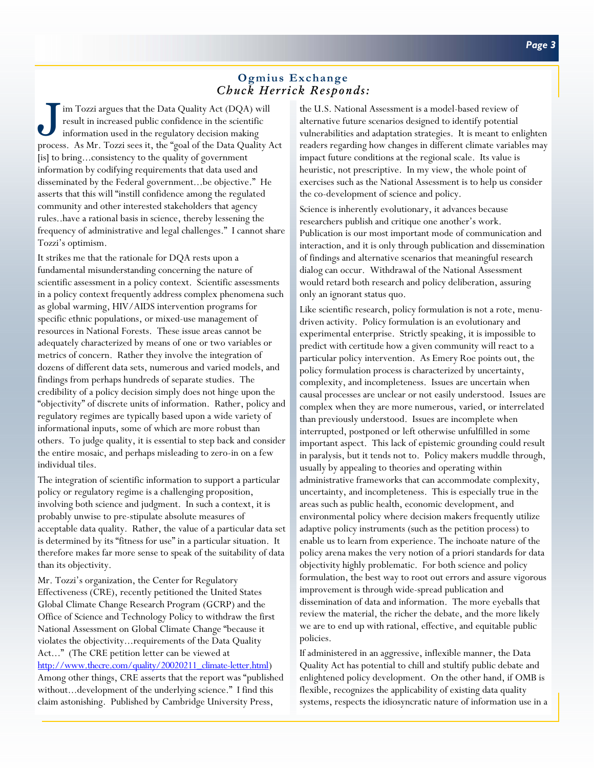## Ogmius Exchange
### *Chuck Herrick Responds:*

Jim Tozzi argues that the Data Quality Act (DQA) will result in increased public confidence in the scientific information used in the regulatory decision making process. As Mr. Tozzi sees it, the "goal of the Data Quality Act [is] to bring...consistency to the quality of government information by codifying requirements that data used and disseminated by the Federal government...be objective." He asserts that this will "instill confidence among the regulated community and other interested stakeholders that agency rules..have a rational basis in science, thereby lessening the frequency of administrative and legal challenges." I cannot share Tozzi's optimism.

It strikes me that the rationale for DQA rests upon a fundamental misunderstanding concerning the nature of scientific assessment in a policy context. Scientific assessments in a policy context frequently address complex phenomena such as global warming, HIV/AIDS intervention programs for specific ethnic populations, or mixed-use management of resources in National Forests. These issue areas cannot be adequately characterized by means of one or two variables or metrics of concern. Rather they involve the integration of dozens of different data sets, numerous and varied models, and findings from perhaps hundreds of separate studies. The credibility of a policy decision simply does not hinge upon the "objectivity" of discrete units of information. Rather, policy and regulatory regimes are typically based upon a wide variety of informational inputs, some of which are more robust than others. To judge quality, it is essential to step back and consider the entire mosaic, and perhaps misleading to zero-in on a few individual tiles.

The integration of scientific information to support a particular policy or regulatory regime is a challenging proposition, involving both science and judgment. In such a context, it is probably unwise to pre-stipulate absolute measures of acceptable data quality. Rather, the value of a particular data set is determined by its "fitness for use" in a particular situation. It therefore makes far more sense to speak of the suitability of data than its objectivity.

Mr. Tozzi's organization, the Center for Regulatory Effectiveness (CRE), recently petitioned the United States Global Climate Change Research Program (GCRP) and the Office of Science and Technology Policy to withdraw the first National Assessment on Global Climate Change "because it violates the objectivity...requirements of the Data Quality Act..." (The CRE petition letter can be viewed at http://www.thecre.com/quality/20020211_climate-letter.html) Among other things, CRE asserts that the report was "published without...development of the underlying science." I find this claim astonishing. Published by Cambridge University Press, the U.S. National Assessment is a model-based review of alternative future scenarios designed to identify potential vulnerabilities and adaptation strategies. It is meant to enlighten readers regarding how changes in different climate variables may impact future conditions at the regional scale. Its value is heuristic, not prescriptive. In my view, the whole point of exercises such as the National Assessment is to help us consider the co-development of science and policy.

Science is inherently evolutionary, it advances because researchers publish and critique one another's work. Publication is our most important mode of communication and interaction, and it is only through publication and dissemination of findings and alternative scenarios that meaningful research dialog can occur. Withdrawal of the National Assessment would retard both research and policy deliberation, assuring only an ignorant status quo.

Like scientific research, policy formulation is not a rote, menu-driven activity. Policy formulation is an evolutionary and experimental enterprise. Strictly speaking, it is impossible to predict with certitude how a given community will react to a particular policy intervention. As Emery Roe points out, the policy formulation process is characterized by uncertainty, complexity, and incompleteness. Issues are uncertain when causal processes are unclear or not easily understood. Issues are complex when they are more numerous, varied, or interrelated than previously understood. Issues are incomplete when interrupted, postponed or left otherwise unfulfilled in some important aspect. This lack of epistemic grounding could result in paralysis, but it tends not to. Policy makers muddle through, usually by appealing to theories and operating within administrative frameworks that can accommodate complexity, uncertainty, and incompleteness. This is especially true in the areas such as public health, economic development, and environmental policy where decision makers frequently utilize adaptive policy instruments (such as the petition process) to enable us to learn from experience. The inchoate nature of the policy arena makes the very notion of a priori standards for data objectivity highly problematic. For both science and policy formulation, the best way to root out errors and assure vigorous improvement is through wide-spread publication and dissemination of data and information. The more eyeballs that review the material, the richer the debate, and the more likely we are to end up with rational, effective, and equitable public policies.

If administered in an aggressive, inflexible manner, the Data Quality Act has potential to chill and stultify public debate and enlightened policy development. On the other hand, if OMB is flexible, recognizes the applicability of existing data quality systems, respects the idiosyncratic nature of information use in a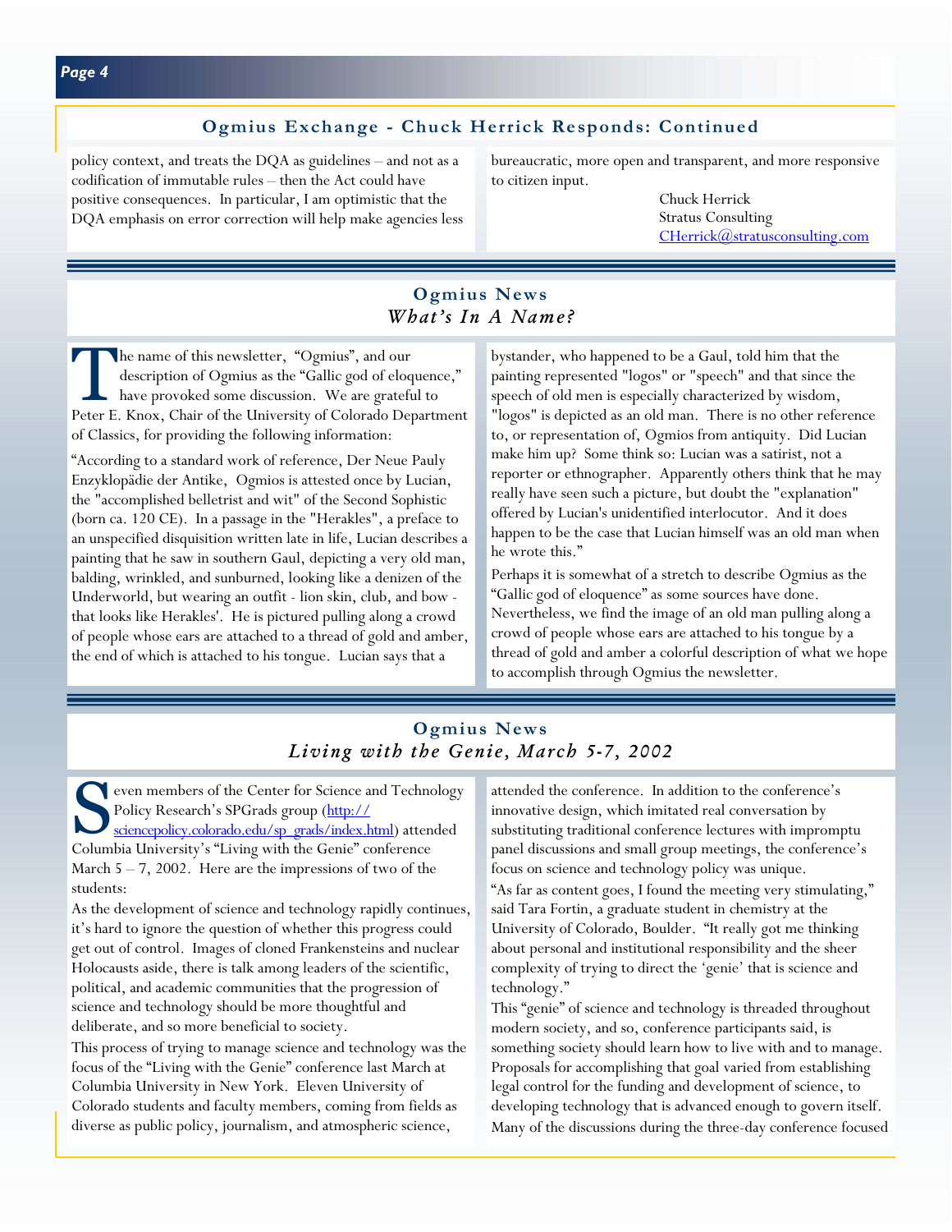## Ogmius Exchange - Chuck Herrick Responds: Continued

policy context, and treats the DQA as guidelines – and not as a codification of immutable rules – then the Act could have positive consequences. In particular, I am optimistic that the DQA emphasis on error correction will help make agencies less bureaucratic, more open and transparent, and more responsive to citizen input.

Chuck Herrick
Stratus Consulting
CHerrick@stratusconsulting.com

## Ogmius News
### *What's In A Name?*

The name of this newsletter, "Ogmius", and our description of Ogmius as the "Gallic god of eloquence," have provoked some discussion. We are grateful to Peter E. Knox, Chair of the University of Colorado Department of Classics, for providing the following information:

"According to a standard work of reference, Der Neue Pauly Enzyklopädie der Antike, Ogmios is attested once by Lucian, the "accomplished belletrist and wit" of the Second Sophistic (born ca. 120 CE). In a passage in the "Herakles", a preface to an unspecified disquisition written late in life, Lucian describes a painting that he saw in southern Gaul, depicting a very old man, balding, wrinkled, and sunburned, looking like a denizen of the Underworld, but wearing an outfit - lion skin, club, and bow - that looks like Herakles'. He is pictured pulling along a crowd of people whose ears are attached to a thread of gold and amber, the end of which is attached to his tongue. Lucian says that a bystander, who happened to be a Gaul, told him that the painting represented "logos" or "speech" and that since the speech of old men is especially characterized by wisdom, "logos" is depicted as an old man. There is no other reference to, or representation of, Ogmios from antiquity. Did Lucian make him up? Some think so: Lucian was a satirist, not a reporter or ethnographer. Apparently others think that he may really have seen such a picture, but doubt the "explanation" offered by Lucian's unidentified interlocutor. And it does happen to be the case that Lucian himself was an old man when he wrote this."

Perhaps it is somewhat of a stretch to describe Ogmius as the "Gallic god of eloquence" as some sources have done. Nevertheless, we find the image of an old man pulling along a crowd of people whose ears are attached to his tongue by a thread of gold and amber a colorful description of what we hope to accomplish through Ogmius the newsletter.

## Ogmius News
### *Living with the Genie, March 5-7, 2002*

Seven members of the Center for Science and Technology Policy Research's SPGrads group (http://sciencepolicy.colorado.edu/sp_grads/index.html) attended Columbia University's "Living with the Genie" conference March 5 – 7, 2002. Here are the impressions of two of the students:

As the development of science and technology rapidly continues, it's hard to ignore the question of whether this progress could get out of control. Images of cloned Frankensteins and nuclear Holocausts aside, there is talk among leaders of the scientific, political, and academic communities that the progression of science and technology should be more thoughtful and deliberate, and so more beneficial to society.

This process of trying to manage science and technology was the focus of the "Living with the Genie" conference last March at Columbia University in New York. Eleven University of Colorado students and faculty members, coming from fields as diverse as public policy, journalism, and atmospheric science, attended the conference. In addition to the conference's innovative design, which imitated real conversation by substituting traditional conference lectures with impromptu panel discussions and small group meetings, the conference's focus on science and technology policy was unique.

"As far as content goes, I found the meeting very stimulating," said Tara Fortin, a graduate student in chemistry at the University of Colorado, Boulder. "It really got me thinking about personal and institutional responsibility and the sheer complexity of trying to direct the 'genie' that is science and technology."

This "genie" of science and technology is threaded throughout modern society, and so, conference participants said, is something society should learn how to live with and to manage. Proposals for accomplishing that goal varied from establishing legal control for the funding and development of science, to developing technology that is advanced enough to govern itself. Many of the discussions during the three-day conference focused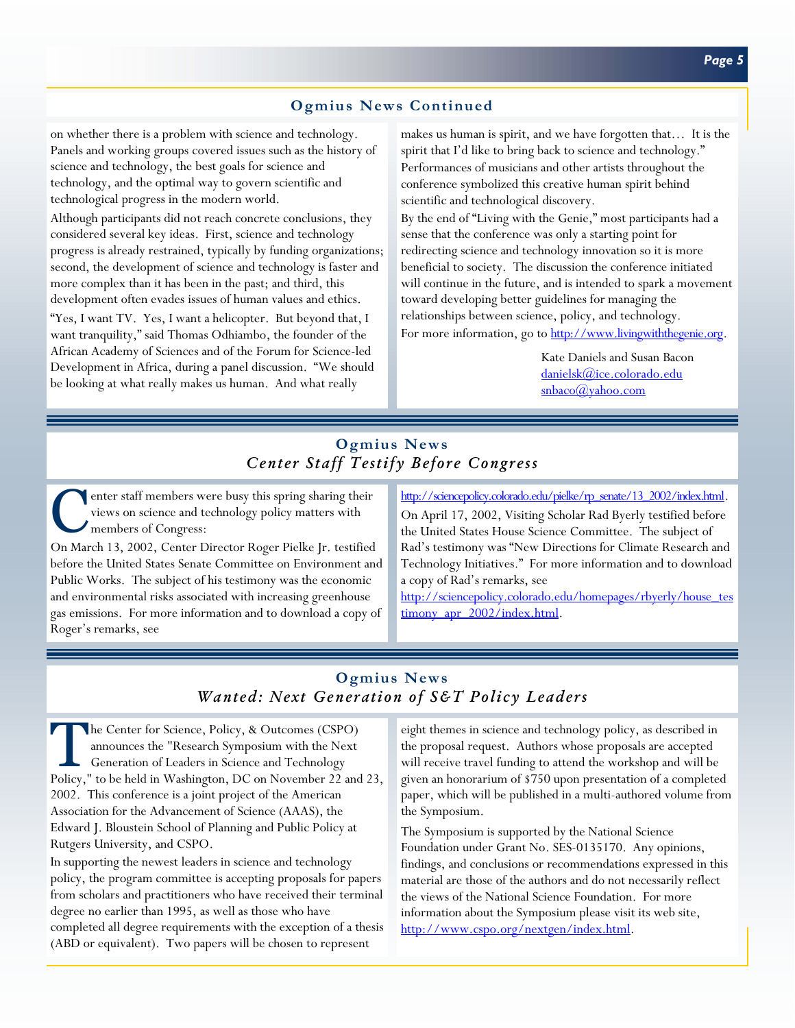## Ogmius News Continued

on whether there is a problem with science and technology. Panels and working groups covered issues such as the history of science and technology, the best goals for science and technology, and the optimal way to govern scientific and technological progress in the modern world.

Although participants did not reach concrete conclusions, they considered several key ideas. First, science and technology progress is already restrained, typically by funding organizations; second, the development of science and technology is faster and more complex than it has been in the past; and third, this development often evades issues of human values and ethics.

"Yes, I want TV. Yes, I want a helicopter. But beyond that, I want tranquility," said Thomas Odhiambo, the founder of the African Academy of Sciences and of the Forum for Science-led Development in Africa, during a panel discussion. "We should be looking at what really makes us human. And what really makes us human is spirit, and we have forgotten that… It is the spirit that I'd like to bring back to science and technology." Performances of musicians and other artists throughout the conference symbolized this creative human spirit behind scientific and technological discovery.

By the end of "Living with the Genie," most participants had a sense that the conference was only a starting point for redirecting science and technology innovation so it is more beneficial to society. The discussion the conference initiated will continue in the future, and is intended to spark a movement toward developing better guidelines for managing the relationships between science, policy, and technology.

For more information, go to http://www.livingwiththegenie.org.

Kate Daniels and Susan Bacon
danielsk@ice.colorado.edu
snbaco@yahoo.com

## Ogmius News
### *Center Staff Testify Before Congress*

Center staff members were busy this spring sharing their views on science and technology policy matters with members of Congress:

On March 13, 2002, Center Director Roger Pielke Jr. testified before the United States Senate Committee on Environment and Public Works. The subject of his testimony was the economic and environmental risks associated with increasing greenhouse gas emissions. For more information and to download a copy of Roger's remarks, see http://sciencepolicy.colorado.edu/pielke/rp_senate/13_2002/index.html.

On April 17, 2002, Visiting Scholar Rad Byerly testified before the United States House Science Committee. The subject of Rad's testimony was "New Directions for Climate Research and Technology Initiatives." For more information and to download a copy of Rad's remarks, see http://sciencepolicy.colorado.edu/homepages/rbyerly/house_testimony_apr_2002/index.html.

## Ogmius News
### *Wanted: Next Generation of S&T Policy Leaders*

The Center for Science, Policy, & Outcomes (CSPO) announces the "Research Symposium with the Next Generation of Leaders in Science and Technology Policy," to be held in Washington, DC on November 22 and 23, 2002. This conference is a joint project of the American Association for the Advancement of Science (AAAS), the Edward J. Bloustein School of Planning and Public Policy at Rutgers University, and CSPO.

In supporting the newest leaders in science and technology policy, the program committee is accepting proposals for papers from scholars and practitioners who have received their terminal degree no earlier than 1995, as well as those who have completed all degree requirements with the exception of a thesis (ABD or equivalent). Two papers will be chosen to represent eight themes in science and technology policy, as described in the proposal request. Authors whose proposals are accepted will receive travel funding to attend the workshop and will be given an honorarium of $750 upon presentation of a completed paper, which will be published in a multi-authored volume from the Symposium.

The Symposium is supported by the National Science Foundation under Grant No. SES-0135170. Any opinions, findings, and conclusions or recommendations expressed in this material are those of the authors and do not necessarily reflect the views of the National Science Foundation. For more information about the Symposium please visit its web site, http://www.cspo.org/nextgen/index.html.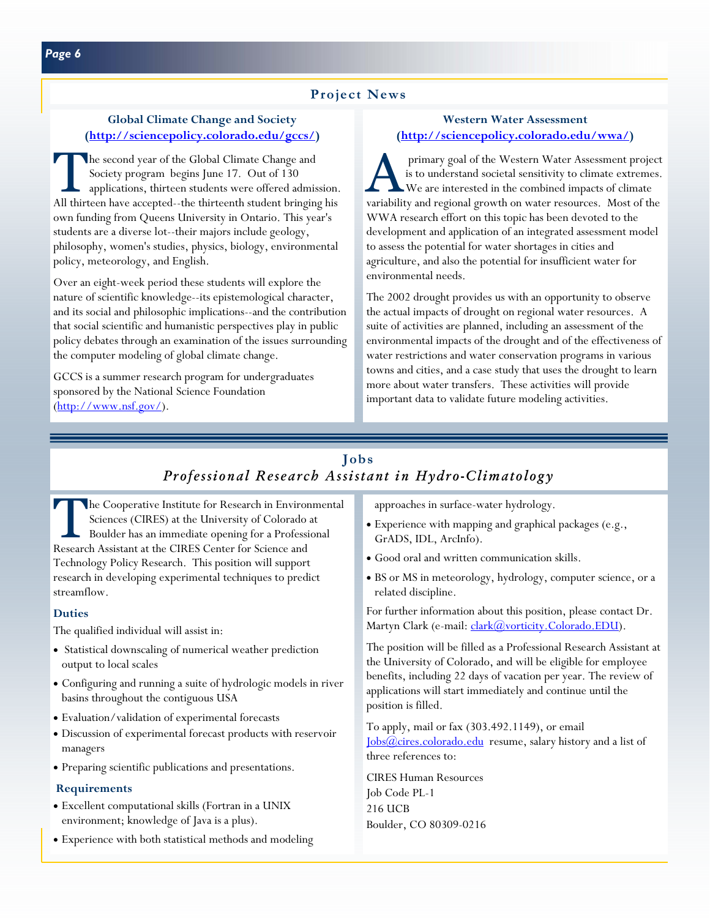## Project News

### Global Climate Change and Society
### ([http://sciencepolicy.colorado.edu/gccs/](http://sciencepolicy.colorado.edu/gccs/))

The second year of the Global Climate Change and Society program begins June 17. Out of 130 applications, thirteen students were offered admission. All thirteen have accepted--the thirteenth student bringing his own funding from Queens University in Ontario. This year's students are a diverse lot--their majors include geology, philosophy, women's studies, physics, biology, environmental policy, meteorology, and English.

Over an eight-week period these students will explore the nature of scientific knowledge--its epistemological character, and its social and philosophic implications--and the contribution that social scientific and humanistic perspectives play in public policy debates through an examination of the issues surrounding the computer modeling of global climate change.

GCCS is a summer research program for undergraduates sponsored by the National Science Foundation ([http://www.nsf.gov/](http://www.nsf.gov/)).

### Western Water Assessment
### ([http://sciencepolicy.colorado.edu/wwa/](http://sciencepolicy.colorado.edu/wwa/))

A primary goal of the Western Water Assessment project is to understand societal sensitivity to climate extremes. We are interested in the combined impacts of climate variability and regional growth on water resources. Most of the WWA research effort on this topic has been devoted to the development and application of an integrated assessment model to assess the potential for water shortages in cities and agriculture, and also the potential for insufficient water for environmental needs.

The 2002 drought provides us with an opportunity to observe the actual impacts of drought on regional water resources. A suite of activities are planned, including an assessment of the environmental impacts of the drought and of the effectiveness of water restrictions and water conservation programs in various towns and cities, and a case study that uses the drought to learn more about water transfers. These activities will provide important data to validate future modeling activities.

## Jobs

### *Professional Research Assistant in Hydro-Climatology*

The Cooperative Institute for Research in Environmental Sciences (CIRES) at the University of Colorado at Boulder has an immediate opening for a Professional Research Assistant at the CIRES Center for Science and Technology Policy Research. This position will support research in developing experimental techniques to predict streamflow.

#### Duties

The qualified individual will assist in:

- Statistical downscaling of numerical weather prediction output to local scales
- Configuring and running a suite of hydrologic models in river basins throughout the contiguous USA
- Evaluation/validation of experimental forecasts
- Discussion of experimental forecast products with reservoir managers
- Preparing scientific publications and presentations.

#### Requirements

- Excellent computational skills (Fortran in a UNIX environment; knowledge of Java is a plus).
- Experience with both statistical methods and modeling approaches in surface-water hydrology.
- Experience with mapping and graphical packages (e.g., GrADS, IDL, ArcInfo).
- Good oral and written communication skills.
- BS or MS in meteorology, hydrology, computer science, or a related discipline.

For further information about this position, please contact Dr. Martyn Clark (e-mail: [clark@vorticity.Colorado.EDU](mailto:clark@vorticity.Colorado.EDU)).

The position will be filled as a Professional Research Assistant at the University of Colorado, and will be eligible for employee benefits, including 22 days of vacation per year. The review of applications will start immediately and continue until the position is filled.

To apply, mail or fax (303.492.1149), or email [Jobs@cires.colorado.edu](mailto:Jobs@cires.colorado.edu) resume, salary history and a list of three references to:

CIRES Human Resources
Job Code PL-1
216 UCB
Boulder, CO 80309-0216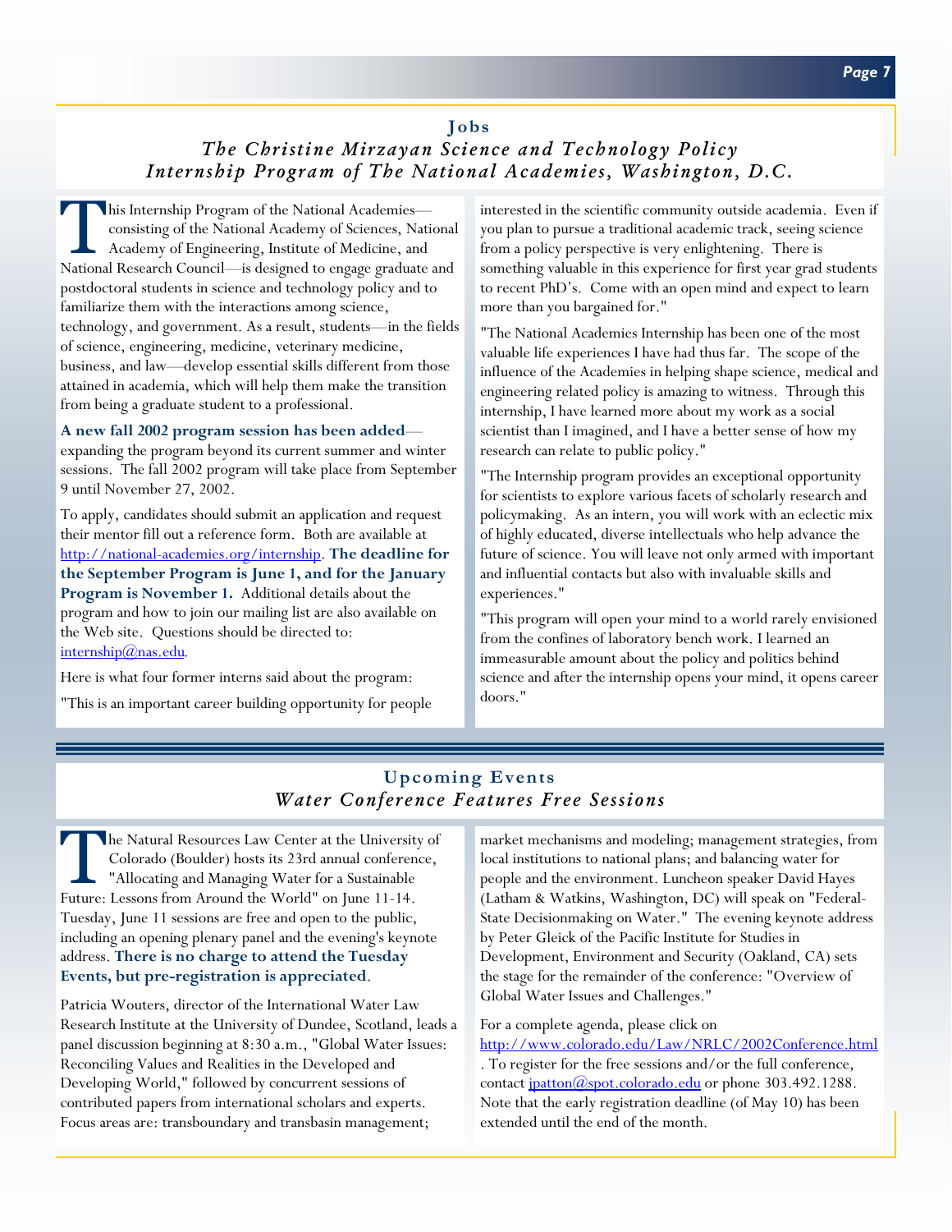## Jobs

### *The Christine Mirzayan Science and Technology Policy Internship Program of The National Academies, Washington, D.C.*

This Internship Program of the National Academies—consisting of the National Academy of Sciences, National Academy of Engineering, Institute of Medicine, and National Research Council—is designed to engage graduate and postdoctoral students in science and technology policy and to familiarize them with the interactions among science, technology, and government. As a result, students—in the fields of science, engineering, medicine, veterinary medicine, business, and law—develop essential skills different from those attained in academia, which will help them make the transition from being a graduate student to a professional.

**A new fall 2002 program session has been added**—expanding the program beyond its current summer and winter sessions. The fall 2002 program will take place from September 9 until November 27, 2002.

To apply, candidates should submit an application and request their mentor fill out a reference form. Both are available at http://national-academies.org/internship. **The deadline for the September Program is June 1, and for the January Program is November 1.** Additional details about the program and how to join our mailing list are also available on the Web site. Questions should be directed to: internship@nas.edu.

Here is what four former interns said about the program:

"This is an important career building opportunity for people interested in the scientific community outside academia. Even if you plan to pursue a traditional academic track, seeing science from a policy perspective is very enlightening. There is something valuable in this experience for first year grad students to recent PhD's. Come with an open mind and expect to learn more than you bargained for."

"The National Academies Internship has been one of the most valuable life experiences I have had thus far. The scope of the influence of the Academies in helping shape science, medical and engineering related policy is amazing to witness. Through this internship, I have learned more about my work as a social scientist than I imagined, and I have a better sense of how my research can relate to public policy."

"The Internship program provides an exceptional opportunity for scientists to explore various facets of scholarly research and policymaking. As an intern, you will work with an eclectic mix of highly educated, diverse intellectuals who help advance the future of science. You will leave not only armed with important and influential contacts but also with invaluable skills and experiences."

"This program will open your mind to a world rarely envisioned from the confines of laboratory bench work. I learned an immeasurable amount about the policy and politics behind science and after the internship opens your mind, it opens career doors."

## Upcoming Events

### *Water Conference Features Free Sessions*

The Natural Resources Law Center at the University of Colorado (Boulder) hosts its 23rd annual conference, "Allocating and Managing Water for a Sustainable Future: Lessons from Around the World" on June 11-14. Tuesday, June 11 sessions are free and open to the public, including an opening plenary panel and the evening's keynote address. **There is no charge to attend the Tuesday Events, but pre-registration is appreciated**.

Patricia Wouters, director of the International Water Law Research Institute at the University of Dundee, Scotland, leads a panel discussion beginning at 8:30 a.m., "Global Water Issues: Reconciling Values and Realities in the Developed and Developing World," followed by concurrent sessions of contributed papers from international scholars and experts. Focus areas are: transboundary and transbasin management; market mechanisms and modeling; management strategies, from local institutions to national plans; and balancing water for people and the environment. Luncheon speaker David Hayes (Latham & Watkins, Washington, DC) will speak on "Federal-State Decisionmaking on Water." The evening keynote address by Peter Gleick of the Pacific Institute for Studies in Development, Environment and Security (Oakland, CA) sets the stage for the remainder of the conference: "Overview of Global Water Issues and Challenges."

For a complete agenda, please click on http://www.colorado.edu/Law/NRLC/2002Conference.html. To register for the free sessions and/or the full conference, contact jpatton@spot.colorado.edu or phone 303.492.1288. Note that the early registration deadline (of May 10) has been extended until the end of the month.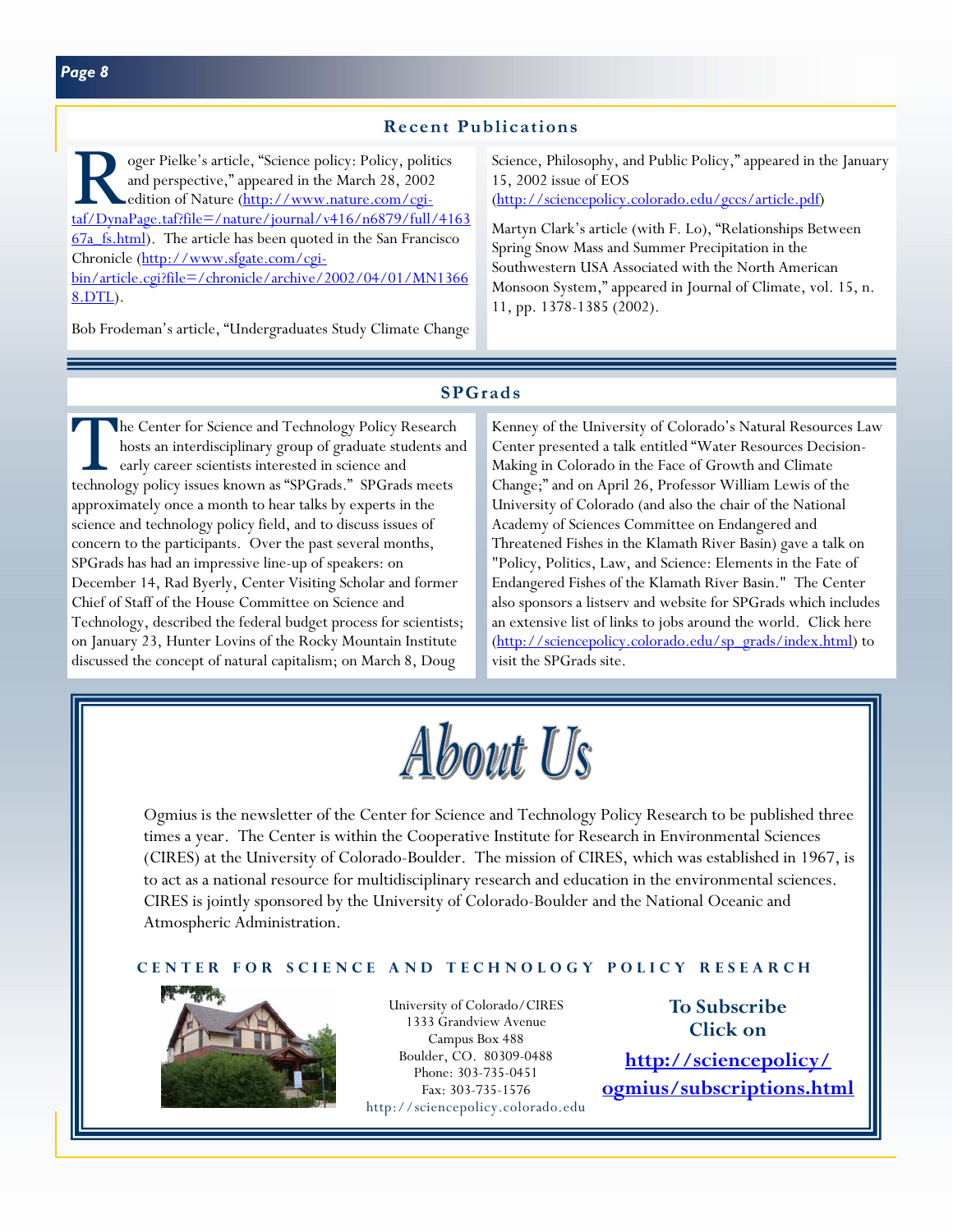## Recent Publications

Roger Pielke's article, "Science policy: Policy, politics and perspective," appeared in the March 28, 2002 edition of Nature (http://www.nature.com/cgi-taf/DynaPage.taf?file=/nature/journal/v416/n6879/full/416367a_fs.html). The article has been quoted in the San Francisco Chronicle (http://www.sfgate.com/cgi-bin/article.cgi?file=/chronicle/archive/2002/04/01/MN13668.DTL).

Bob Frodeman's article, "Undergraduates Study Climate Change Science, Philosophy, and Public Policy," appeared in the January 15, 2002 issue of EOS (http://sciencepolicy.colorado.edu/gccs/article.pdf)

Martyn Clark's article (with F. Lo), "Relationships Between Spring Snow Mass and Summer Precipitation in the Southwestern USA Associated with the North American Monsoon System," appeared in Journal of Climate, vol. 15, n. 11, pp. 1378-1385 (2002).

## SPGrads

The Center for Science and Technology Policy Research hosts an interdisciplinary group of graduate students and early career scientists interested in science and technology policy issues known as "SPGrads." SPGrads meets approximately once a month to hear talks by experts in the science and technology policy field, and to discuss issues of concern to the participants. Over the past several months, SPGrads has had an impressive line-up of speakers: on December 14, Rad Byerly, Center Visiting Scholar and former Chief of Staff of the House Committee on Science and Technology, described the federal budget process for scientists; on January 23, Hunter Lovins of the Rocky Mountain Institute discussed the concept of natural capitalism; on March 8, Doug Kenney of the University of Colorado's Natural Resources Law Center presented a talk entitled "Water Resources Decision-Making in Colorado in the Face of Growth and Climate Change;" and on April 26, Professor William Lewis of the University of Colorado (and also the chair of the National Academy of Sciences Committee on Endangered and Threatened Fishes in the Klamath River Basin) gave a talk on "Policy, Politics, Law, and Science: Elements in the Fate of Endangered Fishes of the Klamath River Basin." The Center also sponsors a listserv and website for SPGrads which includes an extensive list of links to jobs around the world. Click here (http://sciencepolicy.colorado.edu/sp_grads/index.html) to visit the SPGrads site.

# About Us

Ogmius is the newsletter of the Center for Science and Technology Policy Research to be published three times a year. The Center is within the Cooperative Institute for Research in Environmental Sciences (CIRES) at the University of Colorado-Boulder. The mission of CIRES, which was established in 1967, is to act as a national resource for multidisciplinary research and education in the environmental sciences. CIRES is jointly sponsored by the University of Colorado-Boulder and the National Oceanic and Atmospheric Administration.

**CENTER FOR SCIENCE AND TECHNOLOGY POLICY RESEARCH**

University of Colorado/CIRES
1333 Grandview Avenue
Campus Box 488
Boulder, CO. 80309-0488
Phone: 303-735-0451
Fax: 303-735-1576
http://sciencepolicy.colorado.edu

**To Subscribe Click on**

**http://sciencepolicy/ogmius/subscriptions.html**